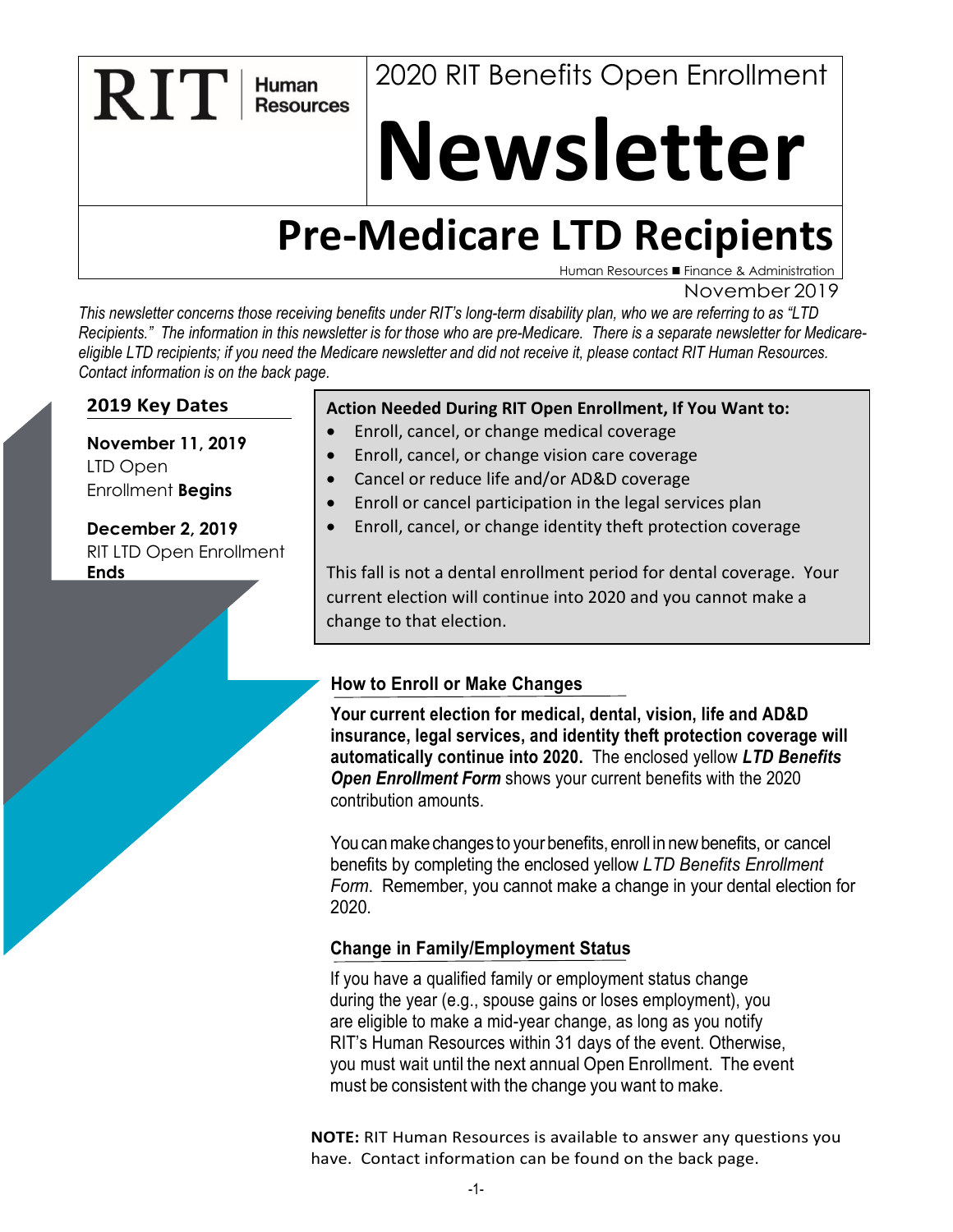RIT | Human Resources

# 2020 RIT Benefits Open Enrollment Newsletter

## Pre-Medicare LTD Recipients

Human Resources ■ Finance & Administration

November 2019

*This newsletter concerns those receiving benefits under RIT's long-term disability plan, who we are referring to as "LTD Recipients." The information in this newsletter is for those who are pre-Medicare. There is a separate newsletter for Medicare-eligible LTD recipients; if you need the Medicare newsletter and did not receive it, please contact RIT Human Resources. Contact information is on the back page.*

### 2019 Key Dates

**November 11, 2019**
LTD Open Enrollment **Begins**

**December 2, 2019**
RIT LTD Open Enrollment **Ends**

### Action Needed During RIT Open Enrollment, If You Want to:

- Enroll, cancel, or change medical coverage
- Enroll, cancel, or change vision care coverage
- Cancel or reduce life and/or AD&D coverage
- Enroll or cancel participation in the legal services plan
- Enroll, cancel, or change identity theft protection coverage

This fall is not a dental enrollment period for dental coverage. Your current election will continue into 2020 and you cannot make a change to that election.

### How to Enroll or Make Changes

**Your current election for medical, dental, vision, life and AD&D insurance, legal services, and identity theft protection coverage will automatically continue into 2020.** The enclosed yellow ***LTD Benefits Open Enrollment Form*** shows your current benefits with the 2020 contribution amounts.

You can make changes to your benefits, enroll in new benefits, or cancel benefits by completing the enclosed yellow *LTD Benefits Enrollment Form*. Remember, you cannot make a change in your dental election for 2020.

### Change in Family/Employment Status

If you have a qualified family or employment status change during the year (e.g., spouse gains or loses employment), you are eligible to make a mid-year change, as long as you notify RIT's Human Resources within 31 days of the event. Otherwise, you must wait until the next annual Open Enrollment. The event must be consistent with the change you want to make.

**NOTE:** RIT Human Resources is available to answer any questions you have. Contact information can be found on the back page.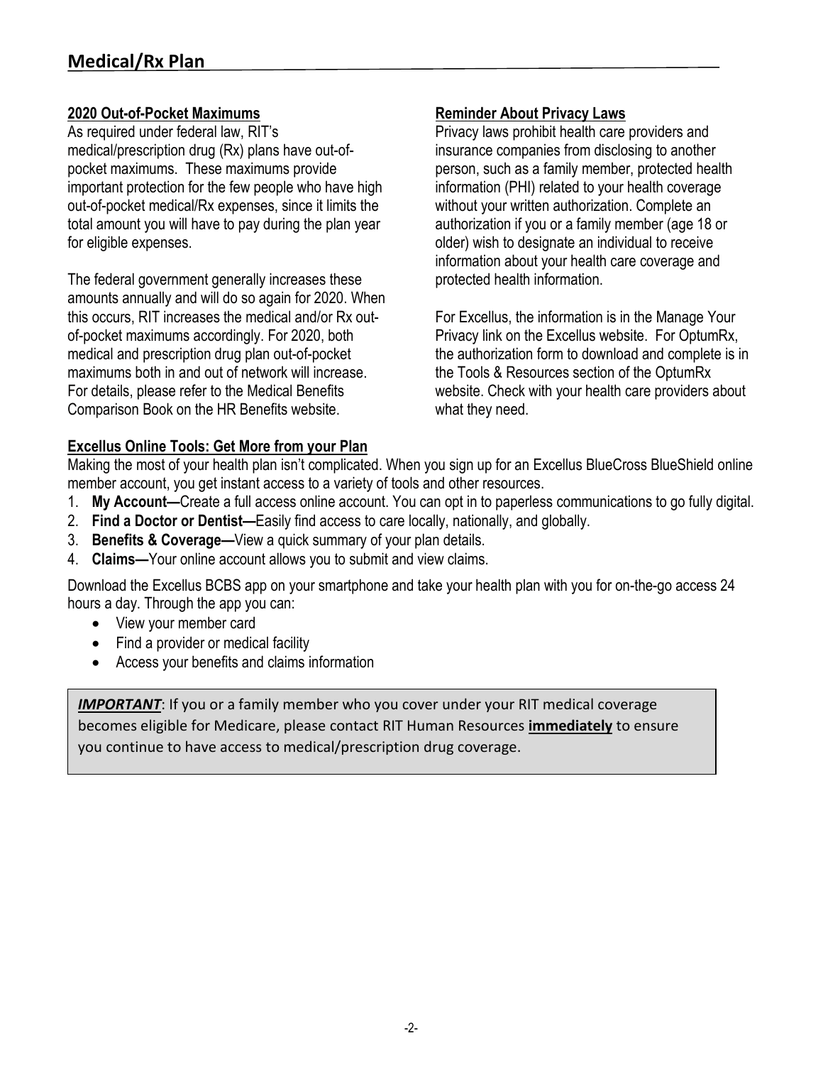# Medical/Rx Plan

### 2020 Out-of-Pocket Maximums

As required under federal law, RIT's medical/prescription drug (Rx) plans have out-of-pocket maximums. These maximums provide important protection for the few people who have high out-of-pocket medical/Rx expenses, since it limits the total amount you will have to pay during the plan year for eligible expenses.

The federal government generally increases these amounts annually and will do so again for 2020. When this occurs, RIT increases the medical and/or Rx out-of-pocket maximums accordingly. For 2020, both medical and prescription drug plan out-of-pocket maximums both in and out of network will increase. For details, please refer to the Medical Benefits Comparison Book on the HR Benefits website.

### Reminder About Privacy Laws

Privacy laws prohibit health care providers and insurance companies from disclosing to another person, such as a family member, protected health information (PHI) related to your health coverage without your written authorization. Complete an authorization if you or a family member (age 18 or older) wish to designate an individual to receive information about your health care coverage and protected health information.

For Excellus, the information is in the Manage Your Privacy link on the Excellus website. For OptumRx, the authorization form to download and complete is in the Tools & Resources section of the OptumRx website. Check with your health care providers about what they need.

### Excellus Online Tools: Get More from your Plan

Making the most of your health plan isn't complicated. When you sign up for an Excellus BlueCross BlueShield online member account, you get instant access to a variety of tools and other resources.

1. **My Account—**Create a full access online account. You can opt in to paperless communications to go fully digital.
2. **Find a Doctor or Dentist—**Easily find access to care locally, nationally, and globally.
3. **Benefits & Coverage—**View a quick summary of your plan details.
4. **Claims—**Your online account allows you to submit and view claims.

Download the Excellus BCBS app on your smartphone and take your health plan with you for on-the-go access 24 hours a day. Through the app you can:

- View your member card
- Find a provider or medical facility
- Access your benefits and claims information

***IMPORTANT***: If you or a family member who you cover under your RIT medical coverage becomes eligible for Medicare, please contact RIT Human Resources **immediately** to ensure you continue to have access to medical/prescription drug coverage.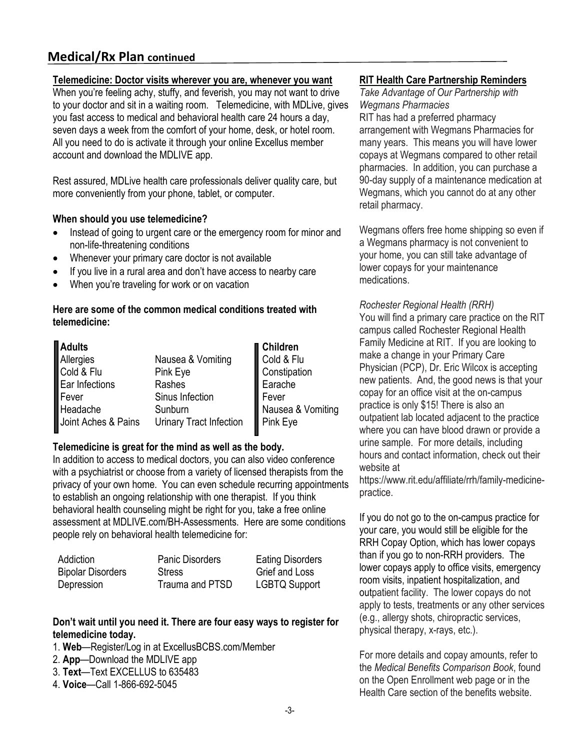## Medical/Rx Plan continued

**Telemedicine: Doctor visits wherever you are, whenever you want**

When you're feeling achy, stuffy, and feverish, you may not want to drive to your doctor and sit in a waiting room. Telemedicine, with MDLive, gives you fast access to medical and behavioral health care 24 hours a day, seven days a week from the comfort of your home, desk, or hotel room. All you need to do is activate it through your online Excellus member account and download the MDLIVE app.

Rest assured, MDLive health care professionals deliver quality care, but more conveniently from your phone, tablet, or computer.

**When should you use telemedicine?**

- Instead of going to urgent care or the emergency room for minor and non-life-threatening conditions
- Whenever your primary care doctor is not available
- If you live in a rural area and don't have access to nearby care
- When you're traveling for work or on vacation

**Here are some of the common medical conditions treated with telemedicine:**

| Adults | | Children |
|---|---|---|
| Allergies | Nausea & Vomiting | Cold & Flu |
| Cold & Flu | Pink Eye | Constipation |
| Ear Infections | Rashes | Earache |
| Fever | Sinus Infection | Fever |
| Headache | Sunburn | Nausea & Vomiting |
| Joint Aches & Pains | Urinary Tract Infection | Pink Eye |

**Telemedicine is great for the mind as well as the body.**

In addition to access to medical doctors, you can also video conference with a psychiatrist or choose from a variety of licensed therapists from the privacy of your own home. You can even schedule recurring appointments to establish an ongoing relationship with one therapist. If you think behavioral health counseling might be right for you, take a free online assessment at MDLIVE.com/BH-Assessments. Here are some conditions people rely on behavioral health telemedicine for:

| | | |
|---|---|---|
| Addiction | Panic Disorders | Eating Disorders |
| Bipolar Disorders | Stress | Grief and Loss |
| Depression | Trauma and PTSD | LGBTQ Support |

**Don't wait until you need it. There are four easy ways to register for telemedicine today.**

1. **Web**—Register/Log in at ExcellusBCBS.com/Member
2. **App**—Download the MDLIVE app
3. **Text**—Text EXCELLUS to 635483
4. **Voice**—Call 1-866-692-5045

**RIT Health Care Partnership Reminders**

*Take Advantage of Our Partnership with Wegmans Pharmacies*

RIT has had a preferred pharmacy arrangement with Wegmans Pharmacies for many years. This means you will have lower copays at Wegmans compared to other retail pharmacies. In addition, you can purchase a 90-day supply of a maintenance medication at Wegmans, which you cannot do at any other retail pharmacy.

Wegmans offers free home shipping so even if a Wegmans pharmacy is not convenient to your home, you can still take advantage of lower copays for your maintenance medications.

*Rochester Regional Health (RRH)*

You will find a primary care practice on the RIT campus called Rochester Regional Health Family Medicine at RIT. If you are looking to make a change in your Primary Care Physician (PCP), Dr. Eric Wilcox is accepting new patients. And, the good news is that your copay for an office visit at the on-campus practice is only $15! There is also an outpatient lab located adjacent to the practice where you can have blood drawn or provide a urine sample. For more details, including hours and contact information, check out their website at https://www.rit.edu/affiliate/rrh/family-medicine-practice.

If you do not go to the on-campus practice for your care, you would still be eligible for the RRH Copay Option, which has lower copays than if you go to non-RRH providers. The lower copays apply to office visits, emergency room visits, inpatient hospitalization, and outpatient facility. The lower copays do not apply to tests, treatments or any other services (e.g., allergy shots, chiropractic services, physical therapy, x-rays, etc.).

For more details and copay amounts, refer to the *Medical Benefits Comparison Book*, found on the Open Enrollment web page or in the Health Care section of the benefits website.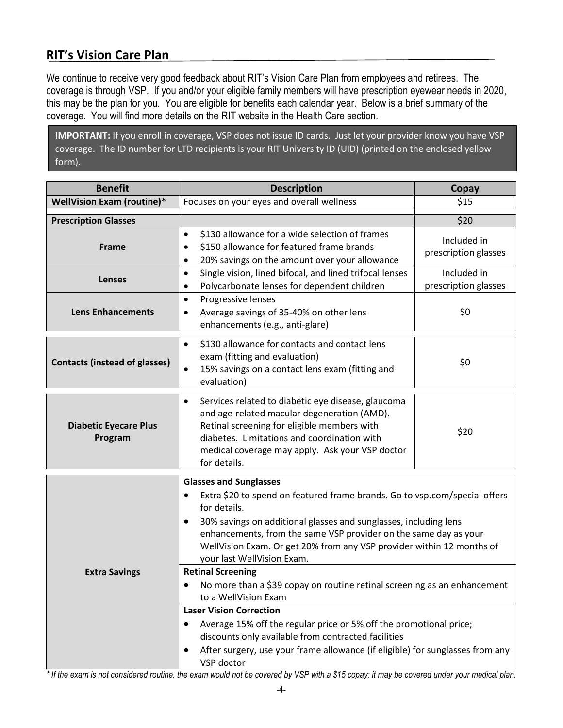## RIT's Vision Care Plan

We continue to receive very good feedback about RIT's Vision Care Plan from employees and retirees. The coverage is through VSP. If you and/or your eligible family members will have prescription eyewear needs in 2020, this may be the plan for you. You are eligible for benefits each calendar year. Below is a brief summary of the coverage. You will find more details on the RIT website in the Health Care section.

**IMPORTANT:** If you enroll in coverage, VSP does not issue ID cards. Just let your provider know you have VSP coverage. The ID number for LTD recipients is your RIT University ID (UID) (printed on the enclosed yellow form).

| Benefit | Description | Copay |
|---|---|---|
| **WellVision Exam (routine)*** | Focuses on your eyes and overall wellness | $15 |
| **Prescription Glasses** | | $20 |
| **Frame** | • $130 allowance for a wide selection of frames<br>• $150 allowance for featured frame brands<br>• 20% savings on the amount over your allowance | Included in prescription glasses |
| **Lenses** | • Single vision, lined bifocal, and lined trifocal lenses<br>• Polycarbonate lenses for dependent children | Included in prescription glasses |
| **Lens Enhancements** | • Progressive lenses<br>• Average savings of 35-40% on other lens enhancements (e.g., anti-glare) | $0 |
| **Contacts (instead of glasses)** | • $130 allowance for contacts and contact lens exam (fitting and evaluation)<br>• 15% savings on a contact lens exam (fitting and evaluation) | $0 |
| **Diabetic Eyecare Plus Program** | • Services related to diabetic eye disease, glaucoma and age-related macular degeneration (AMD). Retinal screening for eligible members with diabetes. Limitations and coordination with medical coverage may apply. Ask your VSP doctor for details. | $20 |
| **Extra Savings** | **Glasses and Sunglasses**<br>• Extra $20 to spend on featured frame brands. Go to vsp.com/special offers for details.<br>• 30% savings on additional glasses and sunglasses, including lens enhancements, from the same VSP provider on the same day as your WellVision Exam. Or get 20% from any VSP provider within 12 months of your last WellVision Exam.<br>**Retinal Screening**<br>• No more than a $39 copay on routine retinal screening as an enhancement to a WellVision Exam<br>**Laser Vision Correction**<br>• Average 15% off the regular price or 5% off the promotional price; discounts only available from contracted facilities<br>• After surgery, use your frame allowance (if eligible) for sunglasses from any VSP doctor | |

*\* If the exam is not considered routine, the exam would not be covered by VSP with a $15 copay; it may be covered under your medical plan.*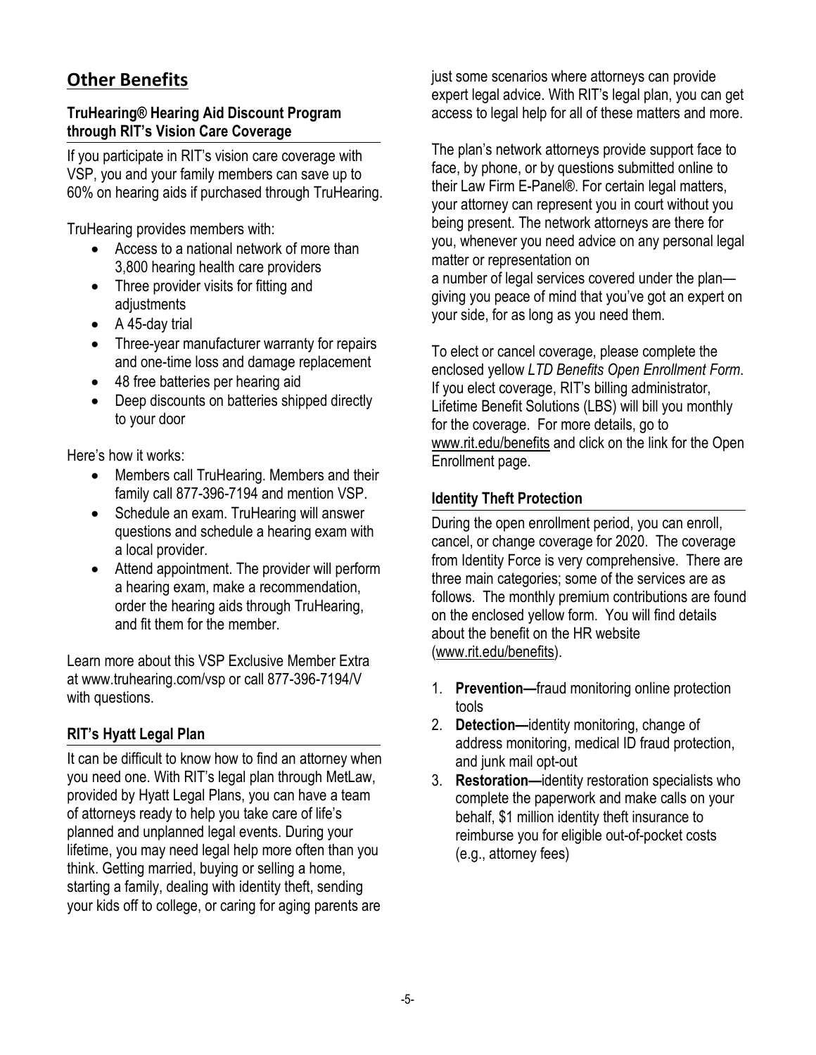## Other Benefits

### TruHearing® Hearing Aid Discount Program through RIT's Vision Care Coverage

If you participate in RIT's vision care coverage with VSP, you and your family members can save up to 60% on hearing aids if purchased through TruHearing.

TruHearing provides members with:

- Access to a national network of more than 3,800 hearing health care providers
- Three provider visits for fitting and adjustments
- A 45-day trial
- Three-year manufacturer warranty for repairs and one-time loss and damage replacement
- 48 free batteries per hearing aid
- Deep discounts on batteries shipped directly to your door

Here's how it works:

- Members call TruHearing. Members and their family call 877-396-7194 and mention VSP.
- Schedule an exam. TruHearing will answer questions and schedule a hearing exam with a local provider.
- Attend appointment. The provider will perform a hearing exam, make a recommendation, order the hearing aids through TruHearing, and fit them for the member.

Learn more about this VSP Exclusive Member Extra at www.truhearing.com/vsp or call 877-396-7194/V with questions.

### RIT's Hyatt Legal Plan

It can be difficult to know how to find an attorney when you need one. With RIT's legal plan through MetLaw, provided by Hyatt Legal Plans, you can have a team of attorneys ready to help you take care of life's planned and unplanned legal events. During your lifetime, you may need legal help more often than you think. Getting married, buying or selling a home, starting a family, dealing with identity theft, sending your kids off to college, or caring for aging parents are just some scenarios where attorneys can provide expert legal advice. With RIT's legal plan, you can get access to legal help for all of these matters and more.

The plan's network attorneys provide support face to face, by phone, or by questions submitted online to their Law Firm E-Panel®. For certain legal matters, your attorney can represent you in court without you being present. The network attorneys are there for you, whenever you need advice on any personal legal matter or representation on a number of legal services covered under the plan—giving you peace of mind that you've got an expert on your side, for as long as you need them.

To elect or cancel coverage, please complete the enclosed yellow *LTD Benefits Open Enrollment Form*. If you elect coverage, RIT's billing administrator, Lifetime Benefit Solutions (LBS) will bill you monthly for the coverage. For more details, go to www.rit.edu/benefits and click on the link for the Open Enrollment page.

### Identity Theft Protection

During the open enrollment period, you can enroll, cancel, or change coverage for 2020. The coverage from Identity Force is very comprehensive. There are three main categories; some of the services are as follows. The monthly premium contributions are found on the enclosed yellow form. You will find details about the benefit on the HR website (www.rit.edu/benefits).

1. **Prevention—**fraud monitoring online protection tools
2. **Detection—**identity monitoring, change of address monitoring, medical ID fraud protection, and junk mail opt-out
3. **Restoration—**identity restoration specialists who complete the paperwork and make calls on your behalf, $1 million identity theft insurance to reimburse you for eligible out-of-pocket costs (e.g., attorney fees)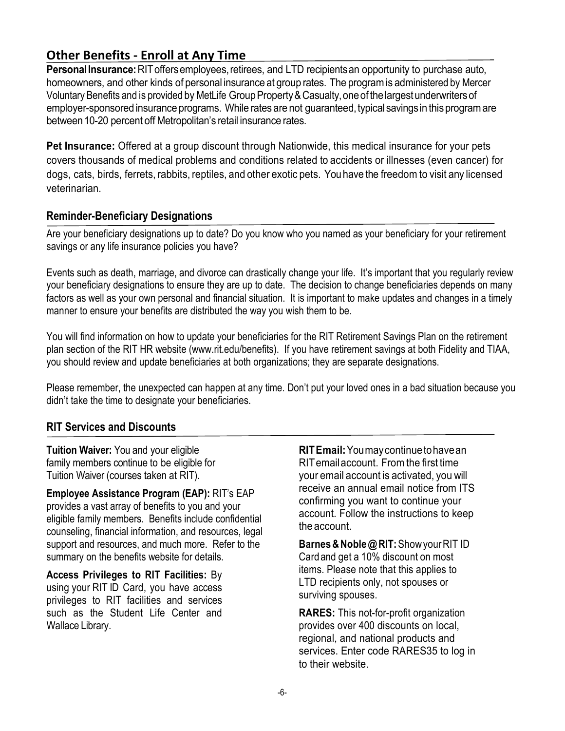## Other Benefits - Enroll at Any Time

**Personal Insurance:** RIT offers employees, retirees, and LTD recipients an opportunity to purchase auto, homeowners, and other kinds of personal insurance at group rates. The program is administered by Mercer Voluntary Benefits and is provided by MetLife Group Property & Casualty, one of the largest underwriters of employer-sponsored insurance programs. While rates are not guaranteed, typical savings in this program are between 10-20 percent off Metropolitan's retail insurance rates.

**Pet Insurance:** Offered at a group discount through Nationwide, this medical insurance for your pets covers thousands of medical problems and conditions related to accidents or illnesses (even cancer) for dogs, cats, birds, ferrets, rabbits, reptiles, and other exotic pets. You have the freedom to visit any licensed veterinarian.

### Reminder-Beneficiary Designations

Are your beneficiary designations up to date? Do you know who you named as your beneficiary for your retirement savings or any life insurance policies you have?

Events such as death, marriage, and divorce can drastically change your life. It's important that you regularly review your beneficiary designations to ensure they are up to date. The decision to change beneficiaries depends on many factors as well as your own personal and financial situation. It is important to make updates and changes in a timely manner to ensure your benefits are distributed the way you wish them to be.

You will find information on how to update your beneficiaries for the RIT Retirement Savings Plan on the retirement plan section of the RIT HR website (www.rit.edu/benefits). If you have retirement savings at both Fidelity and TIAA, you should review and update beneficiaries at both organizations; they are separate designations.

Please remember, the unexpected can happen at any time. Don't put your loved ones in a bad situation because you didn't take the time to designate your beneficiaries.

### RIT Services and Discounts

**Tuition Waiver:** You and your eligible family members continue to be eligible for Tuition Waiver (courses taken at RIT).

**Employee Assistance Program (EAP):** RIT's EAP provides a vast array of benefits to you and your eligible family members. Benefits include confidential counseling, financial information, and resources, legal support and resources, and much more. Refer to the summary on the benefits website for details.

**Access Privileges to RIT Facilities:** By using your RIT ID Card, you have access privileges to RIT facilities and services such as the Student Life Center and Wallace Library.

**RIT Email:** You may continue to have an RIT email account. From the first time your email account is activated, you will receive an annual email notice from ITS confirming you want to continue your account. Follow the instructions to keep the account.

**Barnes & Noble @ RIT:** Show your RIT ID Card and get a 10% discount on most items. Please note that this applies to LTD recipients only, not spouses or surviving spouses.

**RARES:** This not-for-profit organization provides over 400 discounts on local, regional, and national products and services. Enter code RARES35 to log in to their website.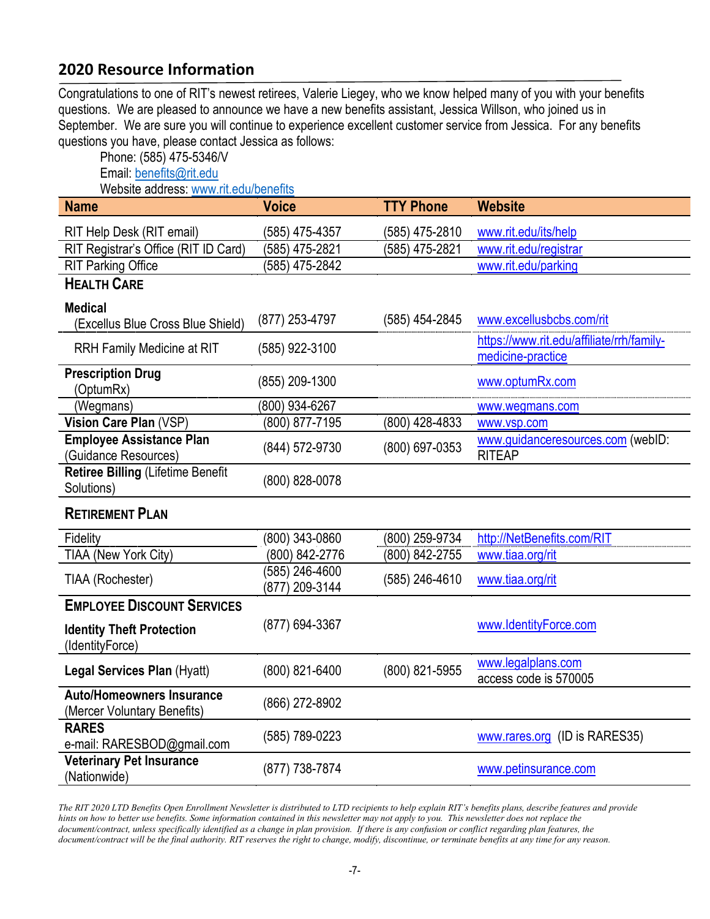## 2020 Resource Information

Congratulations to one of RIT's newest retirees, Valerie Liegey, who we know helped many of you with your benefits questions. We are pleased to announce we have a new benefits assistant, Jessica Willson, who joined us in September. We are sure you will continue to experience excellent customer service from Jessica. For any benefits questions you have, please contact Jessica as follows:

Phone: (585) 475-5346/V
Email: benefits@rit.edu
Website address: www.rit.edu/benefits

| Name | Voice | TTY Phone | Website |
|---|---|---|---|
| RIT Help Desk (RIT email) | (585) 475-4357 | (585) 475-2810 | www.rit.edu/its/help |
| RIT Registrar's Office (RIT ID Card) | (585) 475-2821 | (585) 475-2821 | www.rit.edu/registrar |
| RIT Parking Office | (585) 475-2842 | | www.rit.edu/parking |
| **HEALTH CARE** | | | |
| **Medical** (Excellus Blue Cross Blue Shield) | (877) 253-4797 | (585) 454-2845 | www.excellusbcbs.com/rit |
| RRH Family Medicine at RIT | (585) 922-3100 | | https://www.rit.edu/affiliate/rrh/family-medicine-practice |
| **Prescription Drug** (OptumRx) | (855) 209-1300 | | www.optumRx.com |
| (Wegmans) | (800) 934-6267 | | www.wegmans.com |
| **Vision Care Plan** (VSP) | (800) 877-7195 | (800) 428-4833 | www.vsp.com |
| **Employee Assistance Plan** (Guidance Resources) | (844) 572-9730 | (800) 697-0353 | www.guidanceresources.com (webID: RITEAP |
| **Retiree Billing** (Lifetime Benefit Solutions) | (800) 828-0078 | | |
| **RETIREMENT PLAN** | | | |
| Fidelity | (800) 343-0860 | (800) 259-9734 | http://NetBenefits.com/RIT |
| TIAA (New York City) | (800) 842-2776 | (800) 842-2755 | www.tiaa.org/rit |
| TIAA (Rochester) | (585) 246-4600<br>(877) 209-3144 | (585) 246-4610 | www.tiaa.org/rit |
| **EMPLOYEE DISCOUNT SERVICES** | | | |
| **Identity Theft Protection** (IdentityForce) | (877) 694-3367 | | www.IdentityForce.com |
| **Legal Services Plan** (Hyatt) | (800) 821-6400 | (800) 821-5955 | www.legalplans.com access code is 570005 |
| **Auto/Homeowners Insurance** (Mercer Voluntary Benefits) | (866) 272-8902 | | |
| **RARES** e-mail: RARESBOD@gmail.com | (585) 789-0223 | | www.rares.org (ID is RARES35) |
| **Veterinary Pet Insurance** (Nationwide) | (877) 738-7874 | | www.petinsurance.com |

*The RIT 2020 LTD Benefits Open Enrollment Newsletter is distributed to LTD recipients to help explain RIT's benefits plans, describe features and provide hints on how to better use benefits. Some information contained in this newsletter may not apply to you. This newsletter does not replace the document/contract, unless specifically identified as a change in plan provision. If there is any confusion or conflict regarding plan features, the document/contract will be the final authority. RIT reserves the right to change, modify, discontinue, or terminate benefits at any time for any reason.*